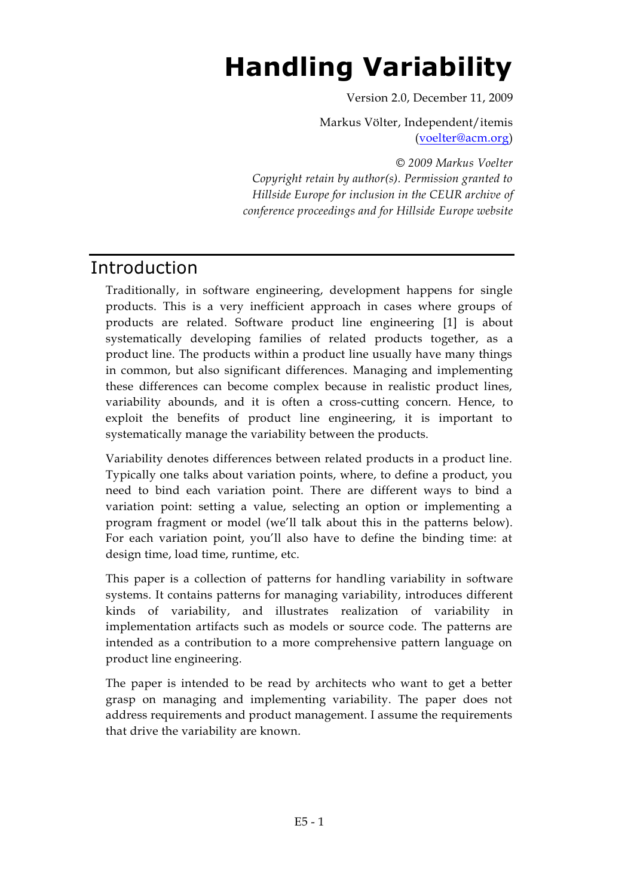# Handling Variability

Version 2.0, December 11, 2009

Markus Völter, Independent/itemis
(voelter@acm.org)

*© 2009 Markus Voelter*
*Copyright retain by author(s). Permission granted to Hillside Europe for inclusion in the CEUR archive of conference proceedings and for Hillside Europe website*

## Introduction

Traditionally, in software engineering, development happens for single products. This is a very inefficient approach in cases where groups of products are related. Software product line engineering [1] is about systematically developing families of related products together, as a product line. The products within a product line usually have many things in common, but also significant differences. Managing and implementing these differences can become complex because in realistic product lines, variability abounds, and it is often a cross-cutting concern. Hence, to exploit the benefits of product line engineering, it is important to systematically manage the variability between the products.

Variability denotes differences between related products in a product line. Typically one talks about variation points, where, to define a product, you need to bind each variation point. There are different ways to bind a variation point: setting a value, selecting an option or implementing a program fragment or model (we'll talk about this in the patterns below). For each variation point, you'll also have to define the binding time: at design time, load time, runtime, etc.

This paper is a collection of patterns for handling variability in software systems. It contains patterns for managing variability, introduces different kinds of variability, and illustrates realization of variability in implementation artifacts such as models or source code. The patterns are intended as a contribution to a more comprehensive pattern language on product line engineering.

The paper is intended to be read by architects who want to get a better grasp on managing and implementing variability. The paper does not address requirements and product management. I assume the requirements that drive the variability are known.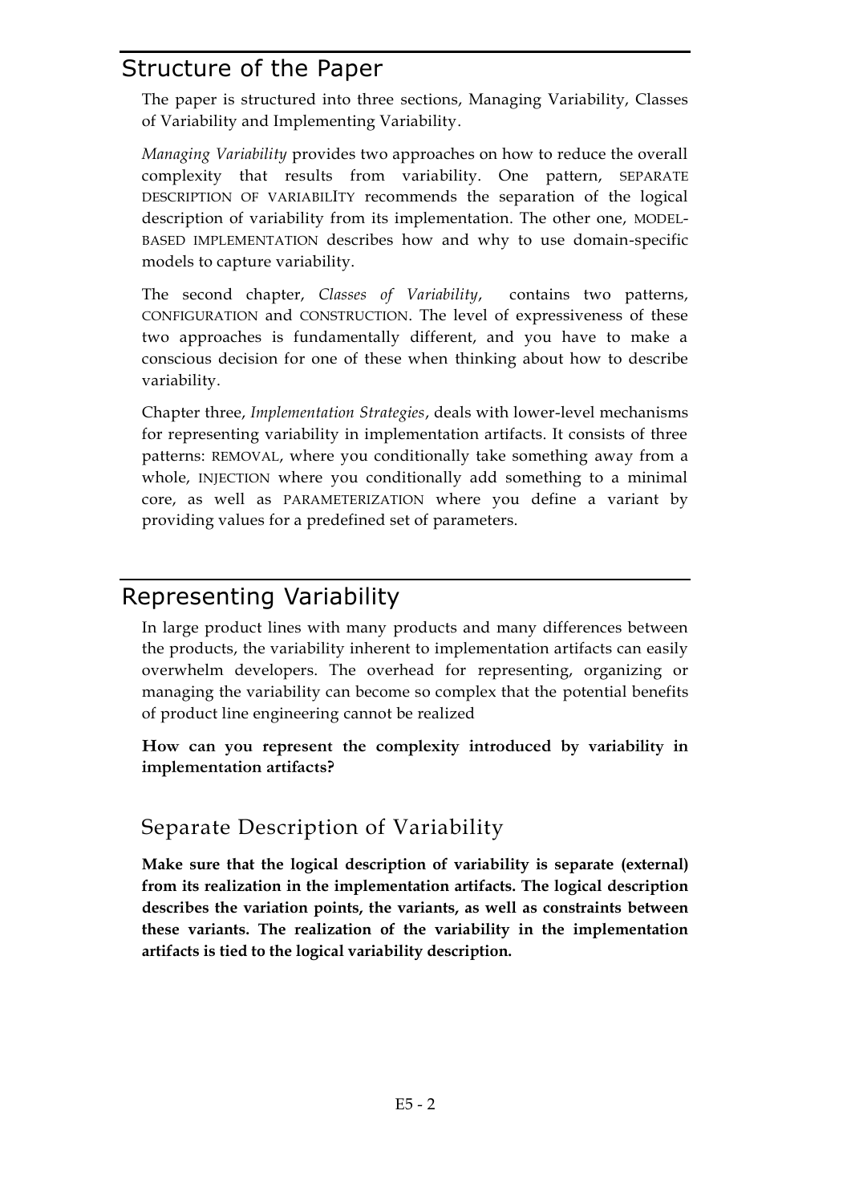## Structure of the Paper

The paper is structured into three sections, Managing Variability, Classes of Variability and Implementing Variability.

*Managing Variability* provides two approaches on how to reduce the overall complexity that results from variability. One pattern, SEPARATE DESCRIPTION OF VARIABILITY recommends the separation of the logical description of variability from its implementation. The other one, MODEL-BASED IMPLEMENTATION describes how and why to use domain-specific models to capture variability.

The second chapter, *Classes of Variability*, contains two patterns, CONFIGURATION and CONSTRUCTION. The level of expressiveness of these two approaches is fundamentally different, and you have to make a conscious decision for one of these when thinking about how to describe variability.

Chapter three, *Implementation Strategies*, deals with lower-level mechanisms for representing variability in implementation artifacts. It consists of three patterns: REMOVAL, where you conditionally take something away from a whole, INJECTION where you conditionally add something to a minimal core, as well as PARAMETERIZATION where you define a variant by providing values for a predefined set of parameters.

## Representing Variability

In large product lines with many products and many differences between the products, the variability inherent to implementation artifacts can easily overwhelm developers. The overhead for representing, organizing or managing the variability can become so complex that the potential benefits of product line engineering cannot be realized

**How can you represent the complexity introduced by variability in implementation artifacts?**

### Separate Description of Variability

**Make sure that the logical description of variability is separate (external) from its realization in the implementation artifacts. The logical description describes the variation points, the variants, as well as constraints between these variants. The realization of the variability in the implementation artifacts is tied to the logical variability description.**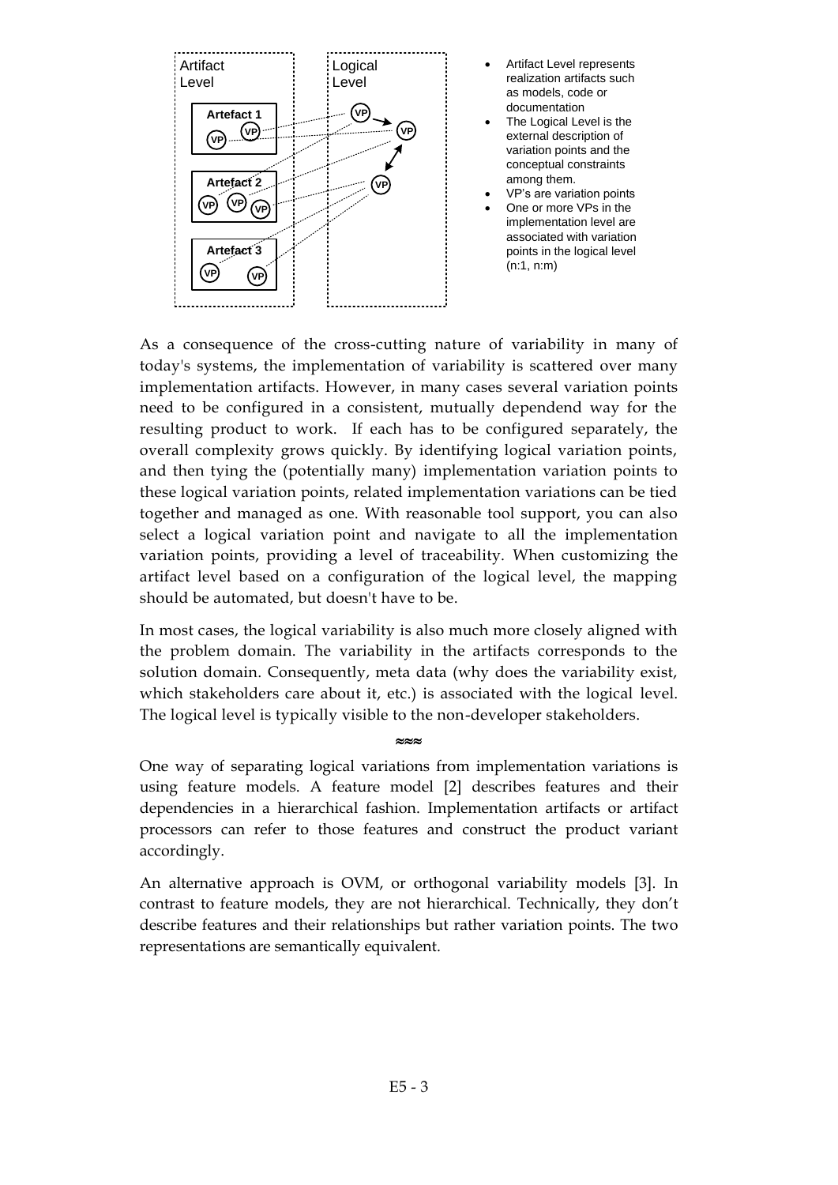- Artifact Level represents realization artifacts such as models, code or documentation
- The Logical Level is the external description of variation points and the conceptual constraints among them.
- VP's are variation points
- One or more VPs in the implementation level are associated with variation points in the logical level (n:1, n:m)

As a consequence of the cross-cutting nature of variability in many of today's systems, the implementation of variability is scattered over many implementation artifacts. However, in many cases several variation points need to be configured in a consistent, mutually dependend way for the resulting product to work. If each has to be configured separately, the overall complexity grows quickly. By identifying logical variation points, and then tying the (potentially many) implementation variation points to these logical variation points, related implementation variations can be tied together and managed as one. With reasonable tool support, you can also select a logical variation point and navigate to all the implementation variation points, providing a level of traceability. When customizing the artifact level based on a configuration of the logical level, the mapping should be automated, but doesn't have to be.

In most cases, the logical variability is also much more closely aligned with the problem domain. The variability in the artifacts corresponds to the solution domain. Consequently, meta data (why does the variability exist, which stakeholders care about it, etc.) is associated with the logical level. The logical level is typically visible to the non-developer stakeholders.

≈≈≈

One way of separating logical variations from implementation variations is using feature models. A feature model [2] describes features and their dependencies in a hierarchical fashion. Implementation artifacts or artifact processors can refer to those features and construct the product variant accordingly.

An alternative approach is OVM, or orthogonal variability models [3]. In contrast to feature models, they are not hierarchical. Technically, they don't describe features and their relationships but rather variation points. The two representations are semantically equivalent.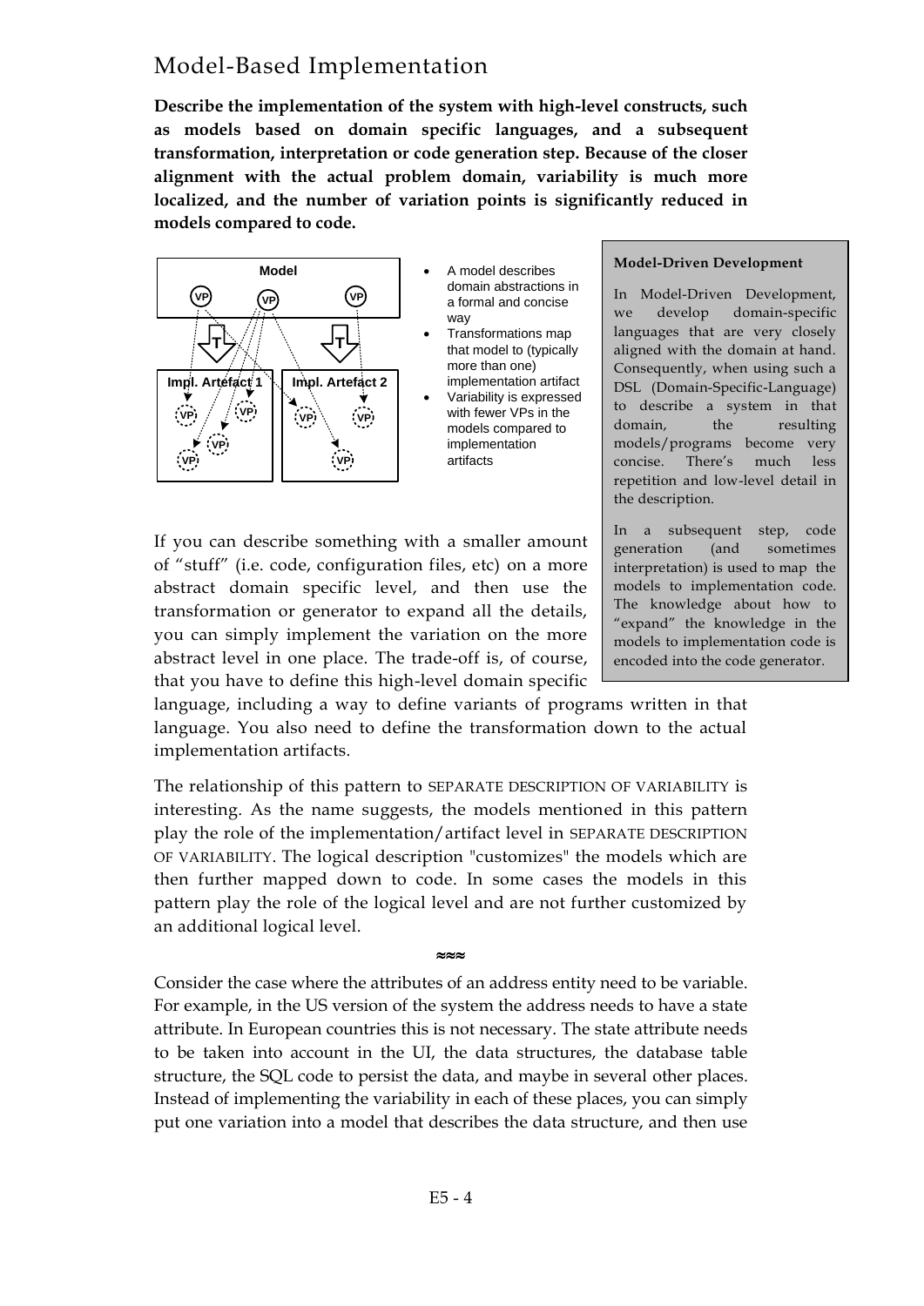## Model-Based Implementation

**Describe the implementation of the system with high-level constructs, such as models based on domain specific languages, and a subsequent transformation, interpretation or code generation step. Because of the closer alignment with the actual problem domain, variability is much more localized, and the number of variation points is significantly reduced in models compared to code.**

- A model describes domain abstractions in a formal and concise way
- Transformations map that model to (typically more than one) implementation artifact
- Variability is expressed with fewer VPs in the models compared to implementation artifacts

> **Model-Driven Development**
>
> In Model-Driven Development, we develop domain-specific languages that are very closely aligned with the domain at hand. Consequently, when using such a DSL (Domain-Specific-Language) to describe a system in that domain, the resulting models/programs become very concise. There's much less repetition and low-level detail in the description.
>
> In a subsequent step, code generation (and sometimes interpretation) is used to map the models to implementation code. The knowledge about how to "expand" the knowledge in the models to implementation code is encoded into the code generator.

If you can describe something with a smaller amount of "stuff" (i.e. code, configuration files, etc) on a more abstract domain specific level, and then use the transformation or generator to expand all the details, you can simply implement the variation on the more abstract level in one place. The trade-off is, of course, that you have to define this high-level domain specific language, including a way to define variants of programs written in that language. You also need to define the transformation down to the actual implementation artifacts.

The relationship of this pattern to SEPARATE DESCRIPTION OF VARIABILITY is interesting. As the name suggests, the models mentioned in this pattern play the role of the implementation/artifact level in SEPARATE DESCRIPTION OF VARIABILITY. The logical description "customizes" the models which are then further mapped down to code. In some cases the models in this pattern play the role of the logical level and are not further customized by an additional logical level.

≈≈≈

Consider the case where the attributes of an address entity need to be variable. For example, in the US version of the system the address needs to have a state attribute. In European countries this is not necessary. The state attribute needs to be taken into account in the UI, the data structures, the database table structure, the SQL code to persist the data, and maybe in several other places. Instead of implementing the variability in each of these places, you can simply put one variation into a model that describes the data structure, and then use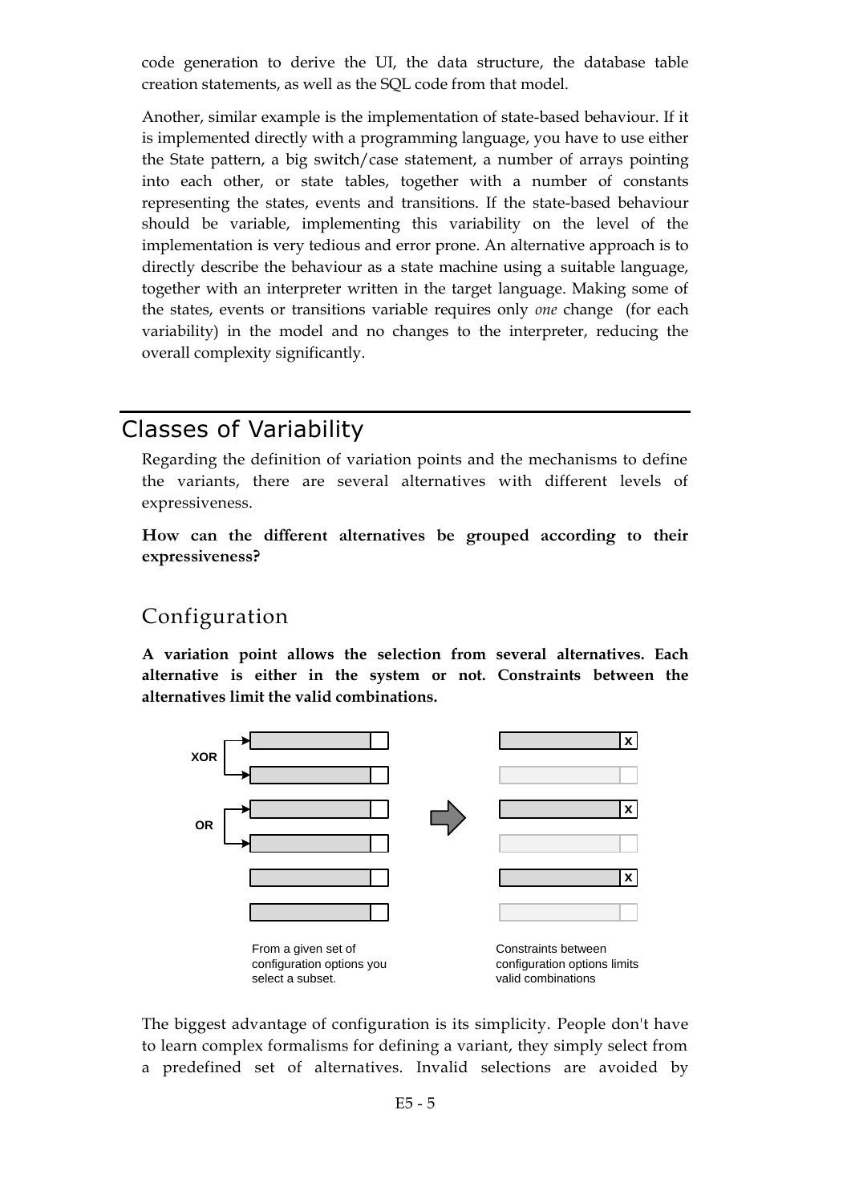code generation to derive the UI, the data structure, the database table creation statements, as well as the SQL code from that model.

Another, similar example is the implementation of state-based behaviour. If it is implemented directly with a programming language, you have to use either the State pattern, a big switch/case statement, a number of arrays pointing into each other, or state tables, together with a number of constants representing the states, events and transitions. If the state-based behaviour should be variable, implementing this variability on the level of the implementation is very tedious and error prone. An alternative approach is to directly describe the behaviour as a state machine using a suitable language, together with an interpreter written in the target language. Making some of the states, events or transitions variable requires only *one* change (for each variability) in the model and no changes to the interpreter, reducing the overall complexity significantly.

# Classes of Variability

Regarding the definition of variation points and the mechanisms to define the variants, there are several alternatives with different levels of expressiveness.

**How can the different alternatives be grouped according to their expressiveness?**

## Configuration

**A variation point allows the selection from several alternatives. Each alternative is either in the system or not. Constraints between the alternatives limit the valid combinations.**

XOR

OR

From a given set of configuration options you select a subset.

Constraints between configuration options limits valid combinations

The biggest advantage of configuration is its simplicity. People don't have to learn complex formalisms for defining a variant, they simply select from a predefined set of alternatives. Invalid selections are avoided by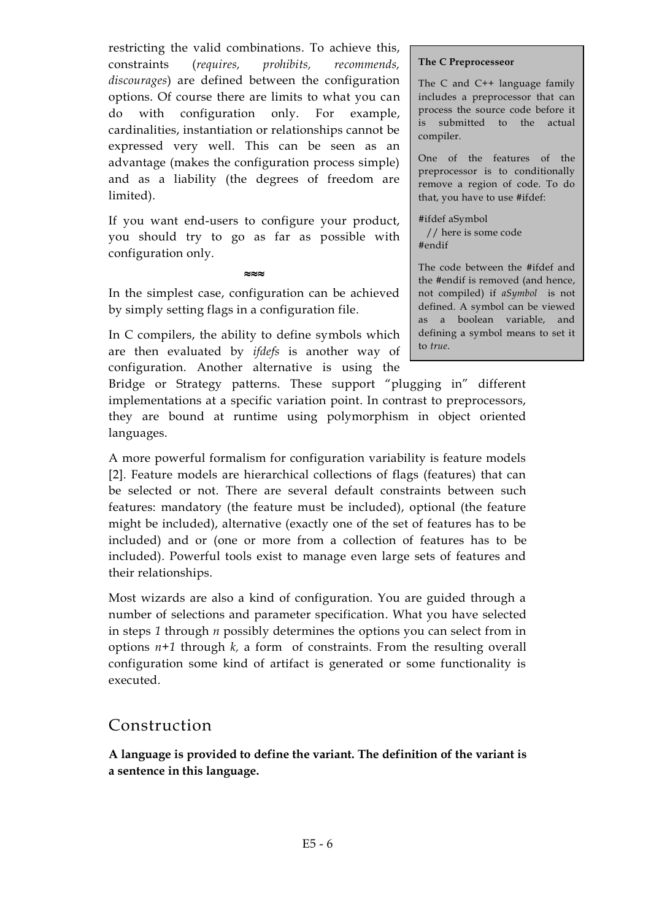restricting the valid combinations. To achieve this, constraints (*requires, prohibits, recommends, discourages*) are defined between the configuration options. Of course there are limits to what you can do with configuration only. For example, cardinalities, instantiation or relationships cannot be expressed very well. This can be seen as an advantage (makes the configuration process simple) and as a liability (the degrees of freedom are limited).

If you want end-users to configure your product, you should try to go as far as possible with configuration only.

≈≈≈

In the simplest case, configuration can be achieved by simply setting flags in a configuration file.

In C compilers, the ability to define symbols which are then evaluated by *ifdefs* is another way of configuration. Another alternative is using the Bridge or Strategy patterns. These support "plugging in" different implementations at a specific variation point. In contrast to preprocessors, they are bound at runtime using polymorphism in object oriented languages.

> **The C Preprocesseor**
>
> The C and C++ language family includes a preprocessor that can process the source code before it is submitted to the actual compiler.
>
> One of the features of the preprocessor is to conditionally remove a region of code. To do that, you have to use #ifdef:
>
> ```
> #ifdef aSymbol
>   // here is some code
> #endif
> ```
>
> The code between the #ifdef and the #endif is removed (and hence, not compiled) if *aSymbol* is not defined. A symbol can be viewed as a boolean variable, and defining a symbol means to set it to *true*.

A more powerful formalism for configuration variability is feature models [2]. Feature models are hierarchical collections of flags (features) that can be selected or not. There are several default constraints between such features: mandatory (the feature must be included), optional (the feature might be included), alternative (exactly one of the set of features has to be included) and or (one or more from a collection of features has to be included). Powerful tools exist to manage even large sets of features and their relationships.

Most wizards are also a kind of configuration. You are guided through a number of selections and parameter specification. What you have selected in steps *1* through *n* possibly determines the options you can select from in options *n+1* through *k,* a form of constraints. From the resulting overall configuration some kind of artifact is generated or some functionality is executed.

## Construction

**A language is provided to define the variant. The definition of the variant is a sentence in this language.**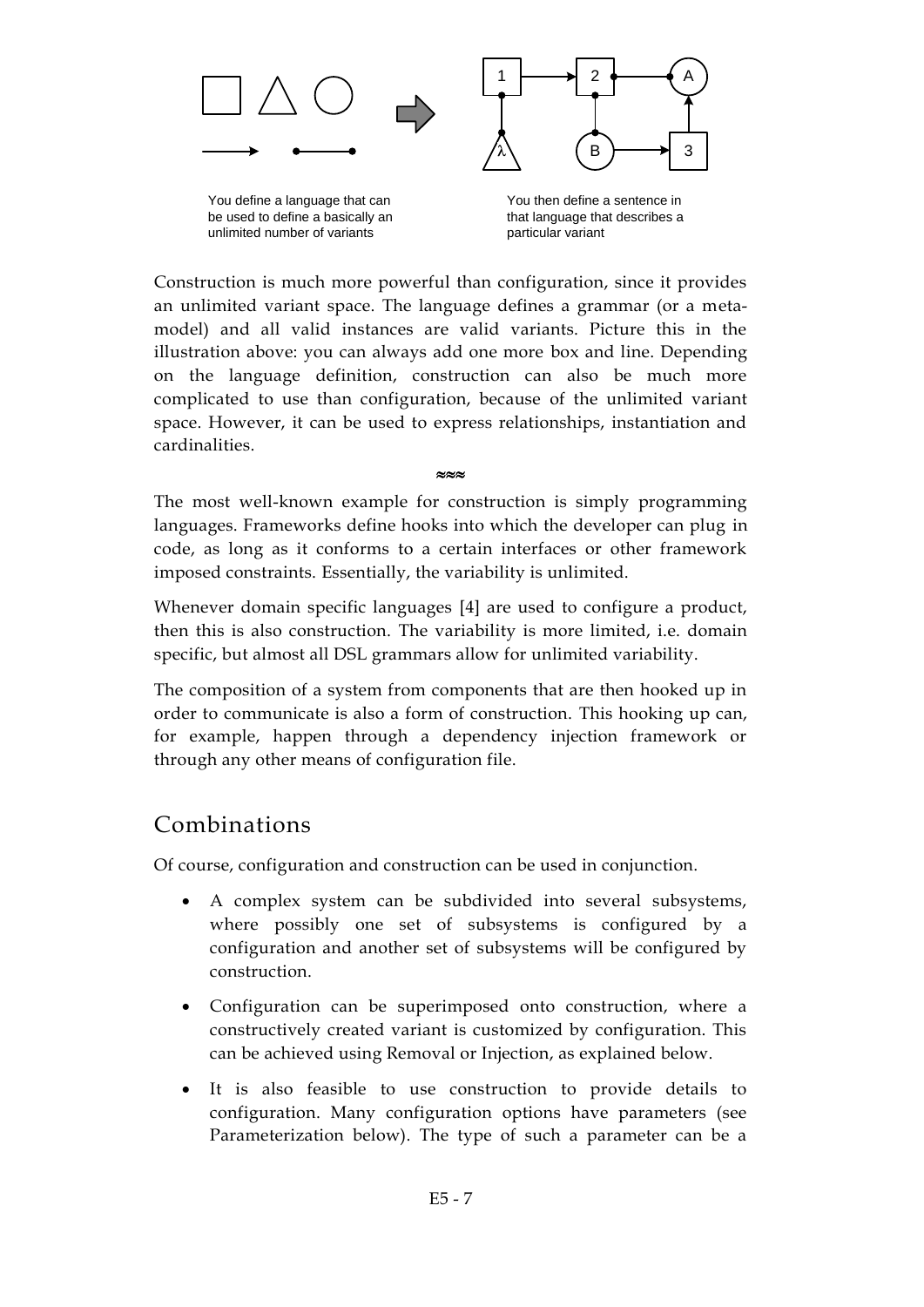You define a language that can be used to define a basically an unlimited number of variants

You then define a sentence in that language that describes a particular variant

Construction is much more powerful than configuration, since it provides an unlimited variant space. The language defines a grammar (or a meta-model) and all valid instances are valid variants. Picture this in the illustration above: you can always add one more box and line. Depending on the language definition, construction can also be much more complicated to use than configuration, because of the unlimited variant space. However, it can be used to express relationships, instantiation and cardinalities.

≈≈≈

The most well-known example for construction is simply programming languages. Frameworks define hooks into which the developer can plug in code, as long as it conforms to a certain interfaces or other framework imposed constraints. Essentially, the variability is unlimited.

Whenever domain specific languages [4] are used to configure a product, then this is also construction. The variability is more limited, i.e. domain specific, but almost all DSL grammars allow for unlimited variability.

The composition of a system from components that are then hooked up in order to communicate is also a form of construction. This hooking up can, for example, happen through a dependency injection framework or through any other means of configuration file.

## Combinations

Of course, configuration and construction can be used in conjunction.

- A complex system can be subdivided into several subsystems, where possibly one set of subsystems is configured by a configuration and another set of subsystems will be configured by construction.
- Configuration can be superimposed onto construction, where a constructively created variant is customized by configuration. This can be achieved using Removal or Injection, as explained below.
- It is also feasible to use construction to provide details to configuration. Many configuration options have parameters (see Parameterization below). The type of such a parameter can be a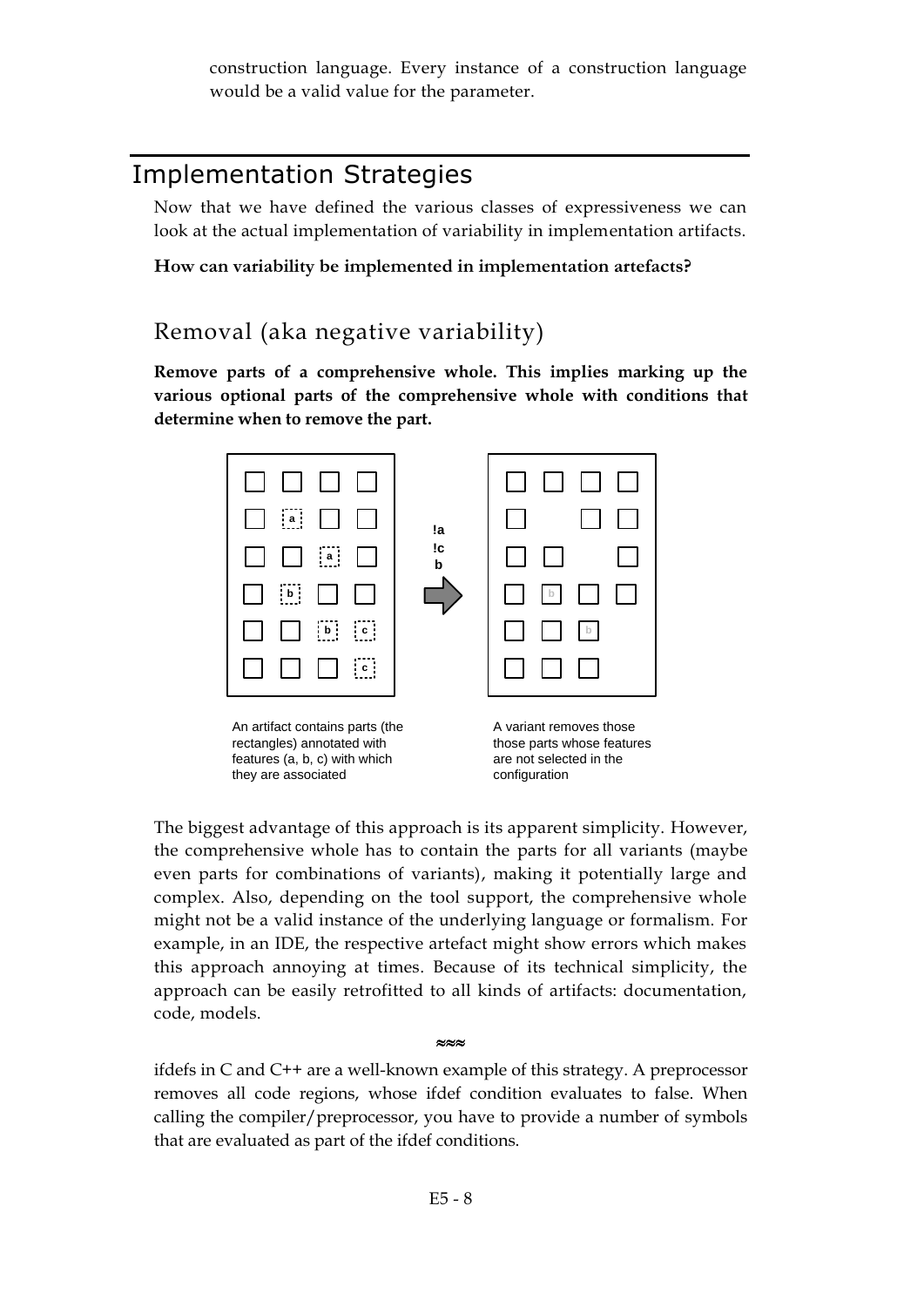construction language. Every instance of a construction language would be a valid value for the parameter.

# Implementation Strategies

Now that we have defined the various classes of expressiveness we can look at the actual implementation of variability in implementation artifacts.

**How can variability be implemented in implementation artefacts?**

## Removal (aka negative variability)

**Remove parts of a comprehensive whole. This implies marking up the various optional parts of the comprehensive whole with conditions that determine when to remove the part.**

!a
!c
b

An artifact contains parts (the rectangles) annotated with features (a, b, c) with which they are associated

A variant removes those those parts whose features are not selected in the configuration

The biggest advantage of this approach is its apparent simplicity. However, the comprehensive whole has to contain the parts for all variants (maybe even parts for combinations of variants), making it potentially large and complex. Also, depending on the tool support, the comprehensive whole might not be a valid instance of the underlying language or formalism. For example, in an IDE, the respective artefact might show errors which makes this approach annoying at times. Because of its technical simplicity, the approach can be easily retrofitted to all kinds of artifacts: documentation, code, models.

≈≈≈

ifdefs in C and C++ are a well-known example of this strategy. A preprocessor removes all code regions, whose ifdef condition evaluates to false. When calling the compiler/preprocessor, you have to provide a number of symbols that are evaluated as part of the ifdef conditions.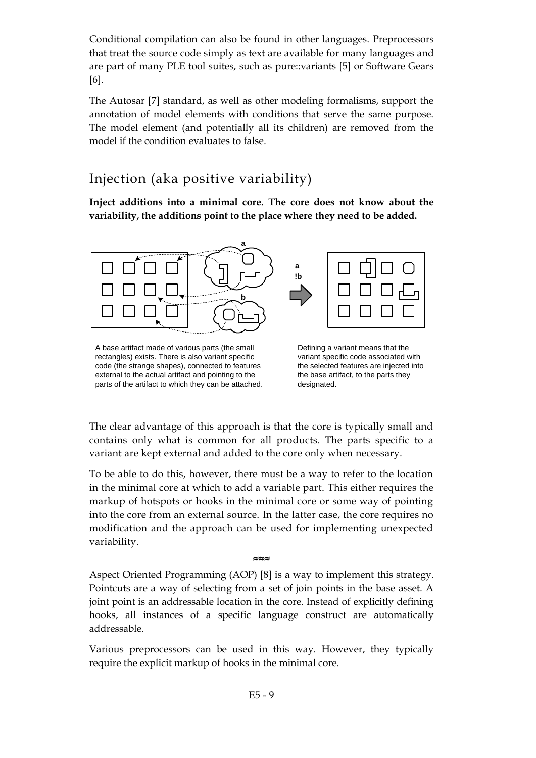Conditional compilation can also be found in other languages. Preprocessors that treat the source code simply as text are available for many languages and are part of many PLE tool suites, such as pure::variants [5] or Software Gears [6].

The Autosar [7] standard, as well as other modeling formalisms, support the annotation of model elements with conditions that serve the same purpose. The model element (and potentially all its children) are removed from the model if the condition evaluates to false.

## Injection (aka positive variability)

**Inject additions into a minimal core. The core does not know about the variability, the additions point to the place where they need to be added.**

A base artifact made of various parts (the small rectangles) exists. There is also variant specific code (the strange shapes), connected to features external to the actual artifact and pointing to the parts of the artifact to which they can be attached.

Defining a variant means that the variant specific code associated with the selected features are injected into the base artifact, to the parts they designated.

The clear advantage of this approach is that the core is typically small and contains only what is common for all products. The parts specific to a variant are kept external and added to the core only when necessary.

To be able to do this, however, there must be a way to refer to the location in the minimal core at which to add a variable part. This either requires the markup of hotspots or hooks in the minimal core or some way of pointing into the core from an external source. In the latter case, the core requires no modification and the approach can be used for implementing unexpected variability.

≈≈≈

Aspect Oriented Programming (AOP) [8] is a way to implement this strategy. Pointcuts are a way of selecting from a set of join points in the base asset. A joint point is an addressable location in the core. Instead of explicitly defining hooks, all instances of a specific language construct are automatically addressable.

Various preprocessors can be used in this way. However, they typically require the explicit markup of hooks in the minimal core.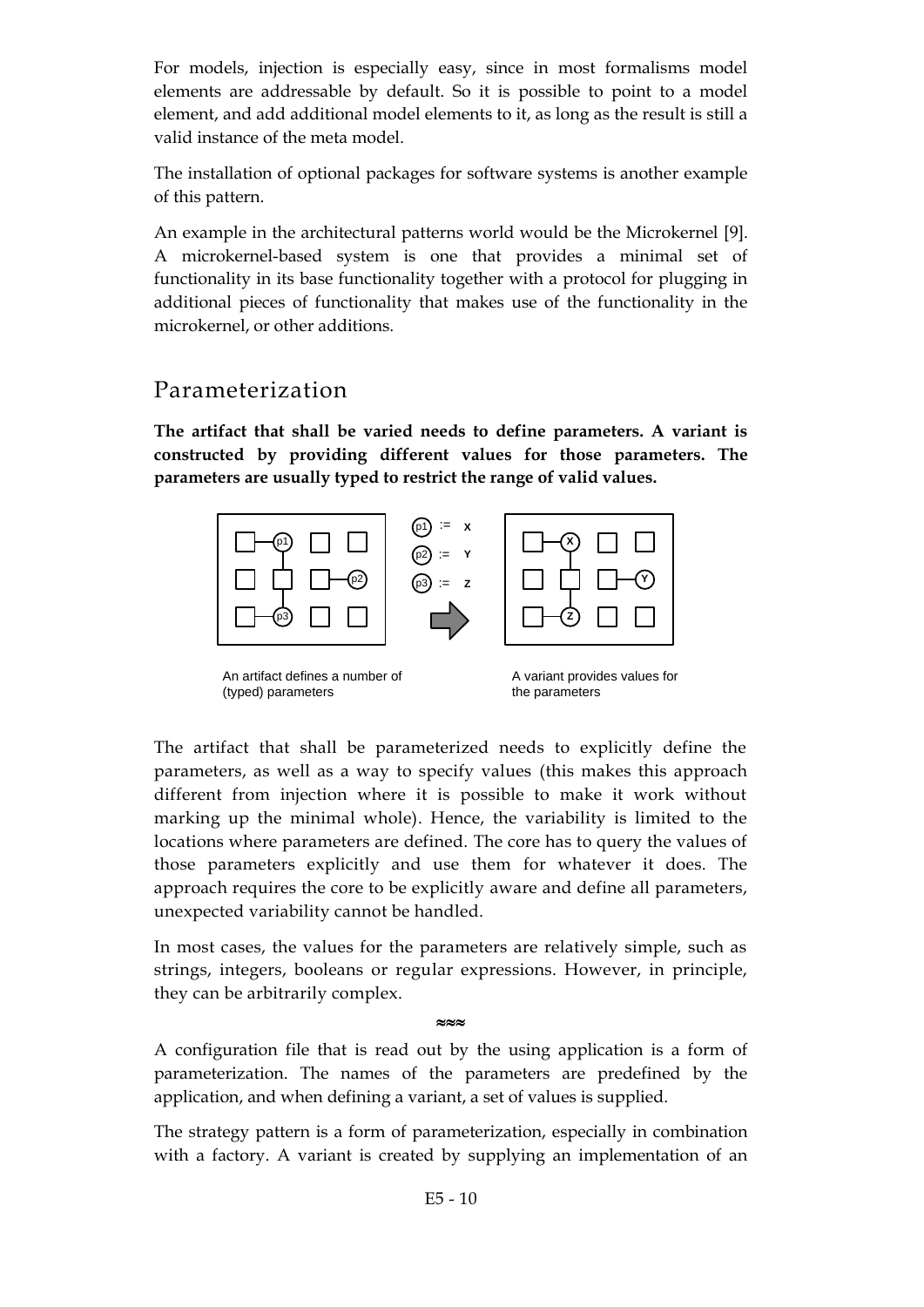For models, injection is especially easy, since in most formalisms model elements are addressable by default. So it is possible to point to a model element, and add additional model elements to it, as long as the result is still a valid instance of the meta model.

The installation of optional packages for software systems is another example of this pattern.

An example in the architectural patterns world would be the Microkernel [9]. A microkernel-based system is one that provides a minimal set of functionality in its base functionality together with a protocol for plugging in additional pieces of functionality that makes use of the functionality in the microkernel, or other additions.

## Parameterization

**The artifact that shall be varied needs to define parameters. A variant is constructed by providing different values for those parameters. The parameters are usually typed to restrict the range of valid values.**

An artifact defines a number of (typed) parameters

A variant provides values for the parameters

The artifact that shall be parameterized needs to explicitly define the parameters, as well as a way to specify values (this makes this approach different from injection where it is possible to make it work without marking up the minimal whole). Hence, the variability is limited to the locations where parameters are defined. The core has to query the values of those parameters explicitly and use them for whatever it does. The approach requires the core to be explicitly aware and define all parameters, unexpected variability cannot be handled.

In most cases, the values for the parameters are relatively simple, such as strings, integers, booleans or regular expressions. However, in principle, they can be arbitrarily complex.

≈≈≈

A configuration file that is read out by the using application is a form of parameterization. The names of the parameters are predefined by the application, and when defining a variant, a set of values is supplied.

The strategy pattern is a form of parameterization, especially in combination with a factory. A variant is created by supplying an implementation of an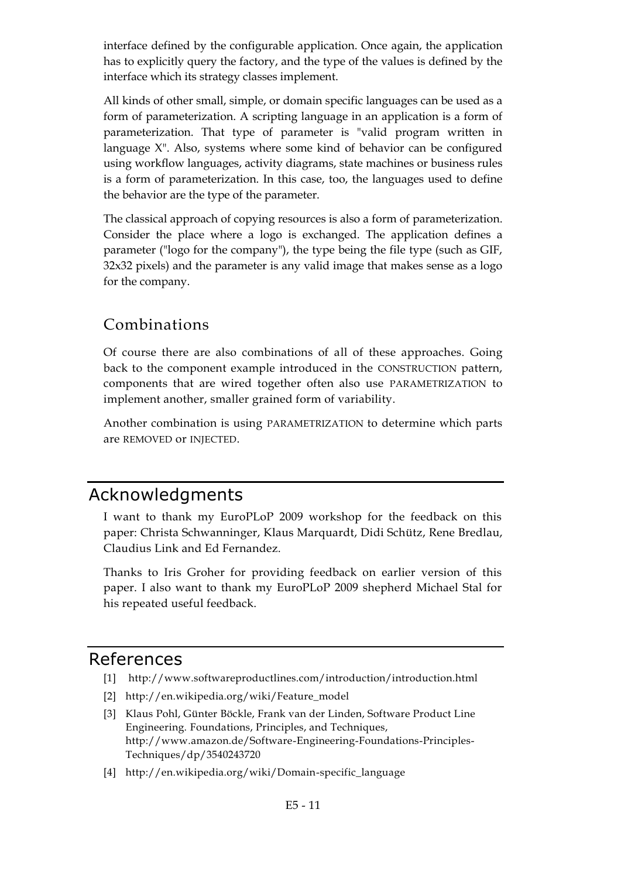interface defined by the configurable application. Once again, the application has to explicitly query the factory, and the type of the values is defined by the interface which its strategy classes implement.

All kinds of other small, simple, or domain specific languages can be used as a form of parameterization. A scripting language in an application is a form of parameterization. That type of parameter is "valid program written in language X". Also, systems where some kind of behavior can be configured using workflow languages, activity diagrams, state machines or business rules is a form of parameterization. In this case, too, the languages used to define the behavior are the type of the parameter.

The classical approach of copying resources is also a form of parameterization. Consider the place where a logo is exchanged. The application defines a parameter ("logo for the company"), the type being the file type (such as GIF, 32x32 pixels) and the parameter is any valid image that makes sense as a logo for the company.

### Combinations

Of course there are also combinations of all of these approaches. Going back to the component example introduced in the CONSTRUCTION pattern, components that are wired together often also use PARAMETRIZATION to implement another, smaller grained form of variability.

Another combination is using PARAMETRIZATION to determine which parts are REMOVED or INJECTED.

## Acknowledgments

I want to thank my EuroPLoP 2009 workshop for the feedback on this paper: Christa Schwanninger, Klaus Marquardt, Didi Schütz, Rene Bredlau, Claudius Link and Ed Fernandez.

Thanks to Iris Groher for providing feedback on earlier version of this paper. I also want to thank my EuroPLoP 2009 shepherd Michael Stal for his repeated useful feedback.

## References

[1] http://www.softwareproductlines.com/introduction/introduction.html

[2] http://en.wikipedia.org/wiki/Feature_model

[3] Klaus Pohl, Günter Böckle, Frank van der Linden, Software Product Line Engineering. Foundations, Principles, and Techniques, http://www.amazon.de/Software-Engineering-Foundations-Principles-Techniques/dp/3540243720

[4] http://en.wikipedia.org/wiki/Domain-specific_language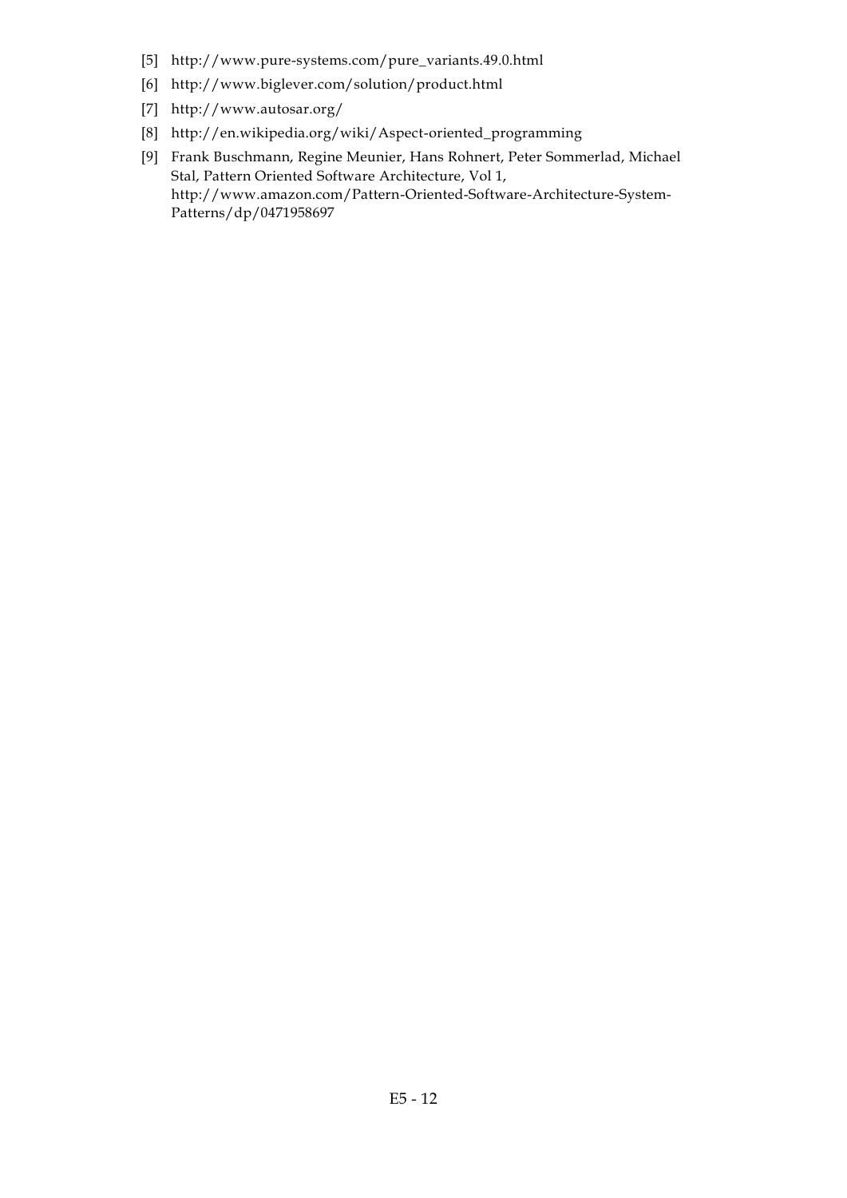[5] http://www.pure-systems.com/pure_variants.49.0.html

[6] http://www.biglever.com/solution/product.html

[7] http://www.autosar.org/

[8] http://en.wikipedia.org/wiki/Aspect-oriented_programming

[9] Frank Buschmann, Regine Meunier, Hans Rohnert, Peter Sommerlad, Michael Stal, Pattern Oriented Software Architecture, Vol 1, http://www.amazon.com/Pattern-Oriented-Software-Architecture-System-Patterns/dp/0471958697